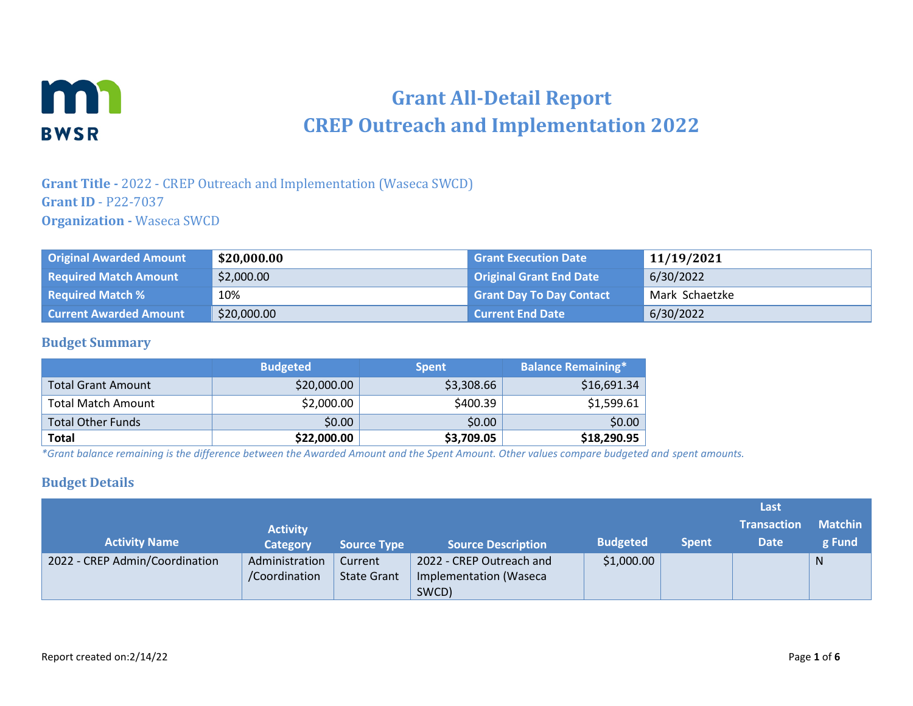# Grant All-Detail Report
# CREP Outreach and Implementation 2022

**Grant Title -** 2022 - CREP Outreach and Implementation (Waseca SWCD)
**Grant ID** - P22-7037
**Organization -** Waseca SWCD

| Original Awarded Amount | **$20,000.00** | Grant Execution Date | **11/19/2021** |
|---|---|---|---|
| Required Match Amount | $2,000.00 | Original Grant End Date | 6/30/2022 |
| Required Match % | 10% | Grant Day To Day Contact | Mark Schaetzke |
| Current Awarded Amount | $20,000.00 | Current End Date | 6/30/2022 |

## Budget Summary

| | Budgeted | Spent | Balance Remaining* |
|---|---|---|---|
| Total Grant Amount | $20,000.00 | $3,308.66 | $16,691.34 |
| Total Match Amount | $2,000.00 | $400.39 | $1,599.61 |
| Total Other Funds | $0.00 | $0.00 | $0.00 |
| **Total** | **$22,000.00** | **$3,709.05** | **$18,290.95** |

*\*Grant balance remaining is the difference between the Awarded Amount and the Spent Amount. Other values compare budgeted and spent amounts.*

## Budget Details

| Activity Name | Activity Category | Source Type | Source Description | Budgeted | Spent | Last Transaction Date | Matching Fund |
|---|---|---|---|---|---|---|---|
| 2022 - CREP Admin/Coordination | Administration /Coordination | Current State Grant | 2022 - CREP Outreach and Implementation (Waseca SWCD) | $1,000.00 | | | N |

Report created on:2/14/22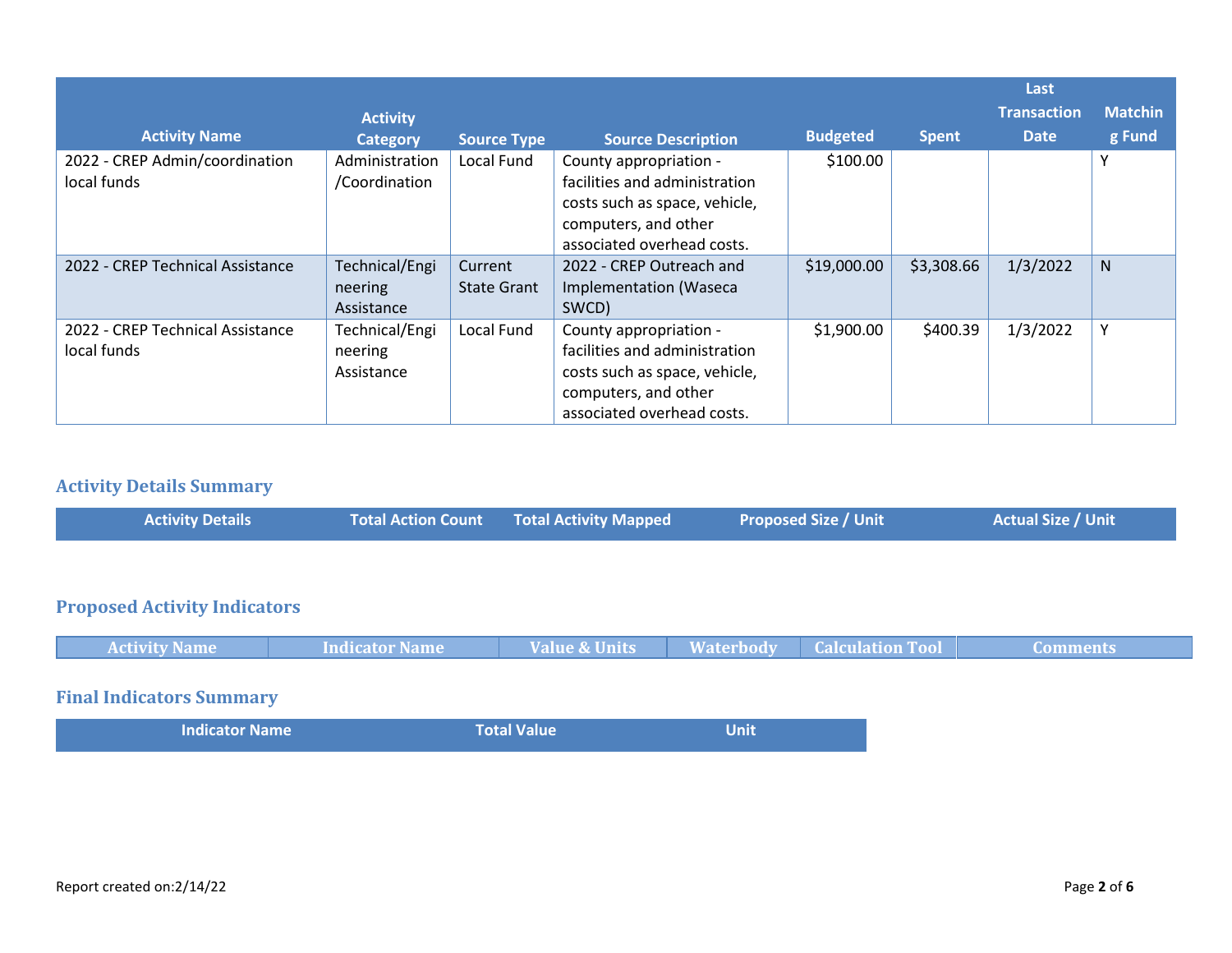| Activity Name | Activity Category | Source Type | Source Description | Budgeted | Spent | Last Transaction Date | Matching Fund |
|---|---|---|---|---|---|---|---|
| 2022 - CREP Admin/coordination local funds | Administration /Coordination | Local Fund | County appropriation - facilities and administration costs such as space, vehicle, computers, and other associated overhead costs. | $100.00 | | | Y |
| 2022 - CREP Technical Assistance | Technical/Engineering Assistance | Current State Grant | 2022 - CREP Outreach and Implementation (Waseca SWCD) | $19,000.00 | $3,308.66 | 1/3/2022 | N |
| 2022 - CREP Technical Assistance local funds | Technical/Engineering Assistance | Local Fund | County appropriation - facilities and administration costs such as space, vehicle, computers, and other associated overhead costs. | $1,900.00 | $400.39 | 1/3/2022 | Y |

## Activity Details Summary

| Activity Details | Total Action Count | Total Activity Mapped | Proposed Size / Unit | Actual Size / Unit |
|---|---|---|---|---|

## Proposed Activity Indicators

| Activity Name | Indicator Name | Value & Units | Waterbody | Calculation Tool | Comments |
|---|---|---|---|---|---|

## Final Indicators Summary

| Indicator Name | Total Value | Unit |
|---|---|---|

Report created on:2/14/22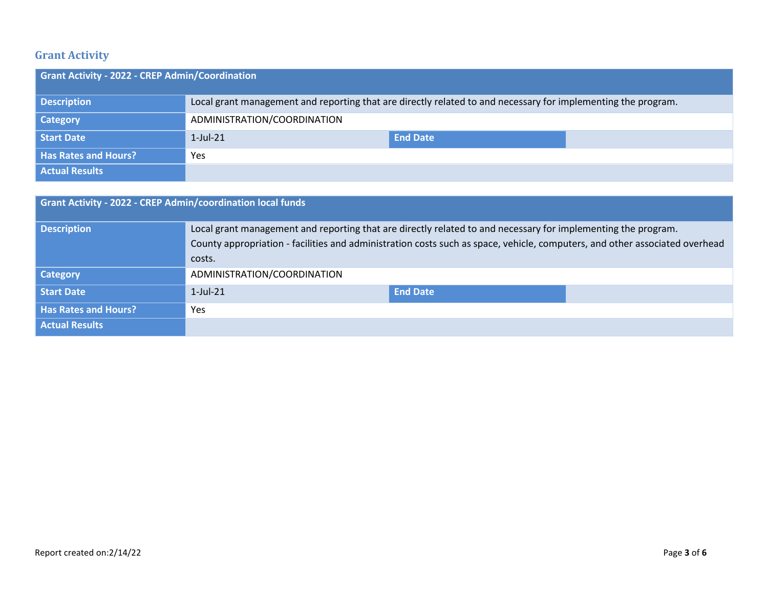## Grant Activity

| Grant Activity - 2022 - CREP Admin/Coordination | | | |
|---|---|---|---|
| **Description** | Local grant management and reporting that are directly related to and necessary for implementing the program. | | |
| **Category** | ADMINISTRATION/COORDINATION | | |
| **Start Date** | 1-Jul-21 | **End Date** | |
| **Has Rates and Hours?** | Yes | | |
| **Actual Results** | | | |

| Grant Activity - 2022 - CREP Admin/coordination local funds | | | |
|---|---|---|---|
| **Description** | Local grant management and reporting that are directly related to and necessary for implementing the program.<br>County appropriation - facilities and administration costs such as space, vehicle, computers, and other associated overhead costs. | | |
| **Category** | ADMINISTRATION/COORDINATION | | |
| **Start Date** | 1-Jul-21 | **End Date** | |
| **Has Rates and Hours?** | Yes | | |
| **Actual Results** | | | |

Report created on:2/14/22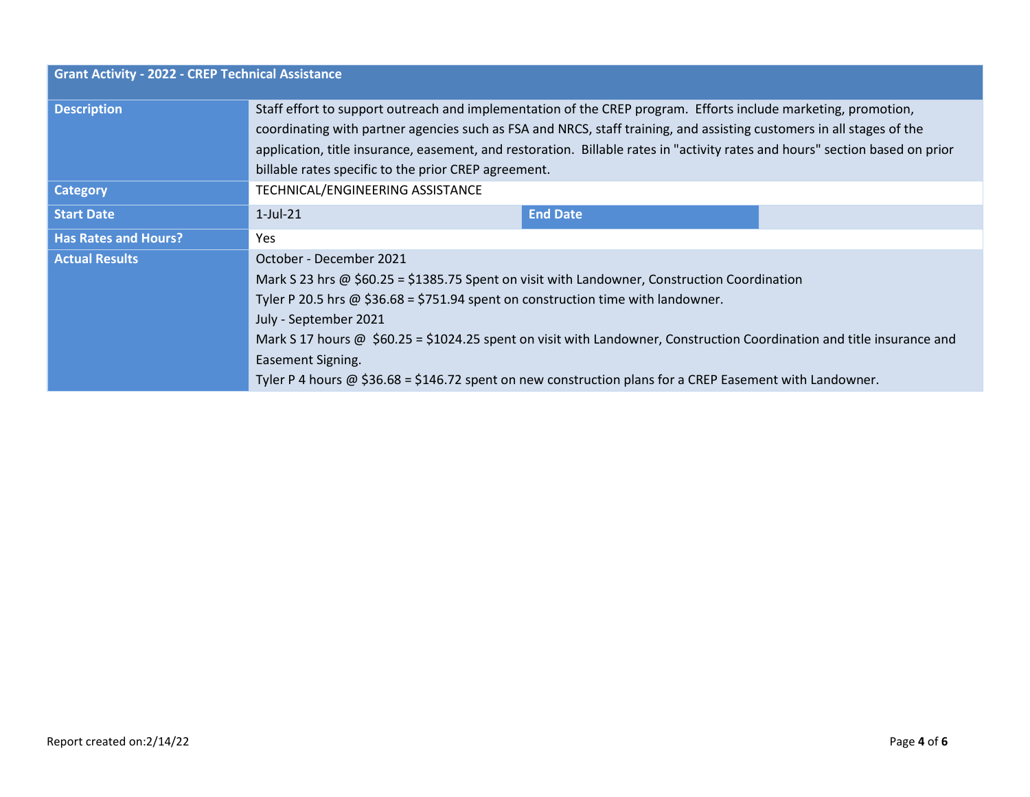| Grant Activity - 2022 - CREP Technical Assistance | | | |
|---|---|---|---|
| **Description** | Staff effort to support outreach and implementation of the CREP program. Efforts include marketing, promotion, coordinating with partner agencies such as FSA and NRCS, staff training, and assisting customers in all stages of the application, title insurance, easement, and restoration. Billable rates in "activity rates and hours" section based on prior billable rates specific to the prior CREP agreement. | | |
| **Category** | TECHNICAL/ENGINEERING ASSISTANCE | | |
| **Start Date** | 1-Jul-21 | **End Date** | |
| **Has Rates and Hours?** | Yes | | |
| **Actual Results** | October - December 2021<br>Mark S 23 hrs @ $60.25 = $1385.75 Spent on visit with Landowner, Construction Coordination<br>Tyler P 20.5 hrs @ $36.68 = $751.94 spent on construction time with landowner.<br>July - September 2021<br>Mark S 17 hours @ $60.25 = $1024.25 spent on visit with Landowner, Construction Coordination and title insurance and Easement Signing.<br>Tyler P 4 hours @ $36.68 = $146.72 spent on new construction plans for a CREP Easement with Landowner. | | |

Report created on:2/14/22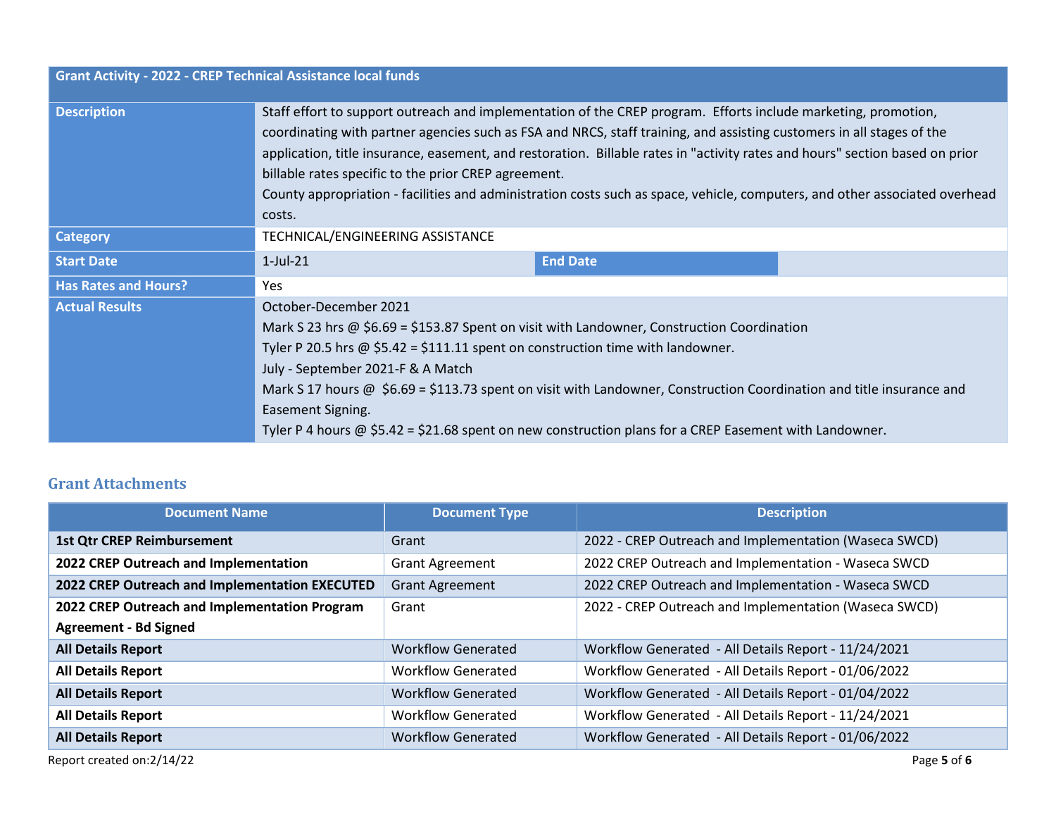| Grant Activity - 2022 - CREP Technical Assistance local funds | | | |
|---|---|---|---|
| **Description** | Staff effort to support outreach and implementation of the CREP program. Efforts include marketing, promotion, coordinating with partner agencies such as FSA and NRCS, staff training, and assisting customers in all stages of the application, title insurance, easement, and restoration. Billable rates in "activity rates and hours" section based on prior billable rates specific to the prior CREP agreement.<br>County appropriation - facilities and administration costs such as space, vehicle, computers, and other associated overhead costs. | | |
| **Category** | TECHNICAL/ENGINEERING ASSISTANCE | | |
| **Start Date** | 1-Jul-21 | **End Date** | |
| **Has Rates and Hours?** | Yes | | |
| **Actual Results** | October-December 2021<br>Mark S 23 hrs @ $6.69 = $153.87 Spent on visit with Landowner, Construction Coordination<br>Tyler P 20.5 hrs @ $5.42 = $111.11 spent on construction time with landowner.<br>July - September 2021-F & A Match<br>Mark S 17 hours @ $6.69 = $113.73 spent on visit with Landowner, Construction Coordination and title insurance and Easement Signing.<br>Tyler P 4 hours @ $5.42 = $21.68 spent on new construction plans for a CREP Easement with Landowner. | | |

## Grant Attachments

| Document Name | Document Type | Description |
|---|---|---|
| **1st Qtr CREP Reimbursement** | Grant | 2022 - CREP Outreach and Implementation (Waseca SWCD) |
| **2022 CREP Outreach and Implementation** | Grant Agreement | 2022 CREP Outreach and Implementation - Waseca SWCD |
| **2022 CREP Outreach and Implementation EXECUTED** | Grant Agreement | 2022 CREP Outreach and Implementation - Waseca SWCD |
| **2022 CREP Outreach and Implementation Program Agreement - Bd Signed** | Grant | 2022 - CREP Outreach and Implementation (Waseca SWCD) |
| **All Details Report** | Workflow Generated | Workflow Generated - All Details Report - 11/24/2021 |
| **All Details Report** | Workflow Generated | Workflow Generated - All Details Report - 01/06/2022 |
| **All Details Report** | Workflow Generated | Workflow Generated - All Details Report - 01/04/2022 |
| **All Details Report** | Workflow Generated | Workflow Generated - All Details Report - 11/24/2021 |
| **All Details Report** | Workflow Generated | Workflow Generated - All Details Report - 01/06/2022 |

Report created on:2/14/22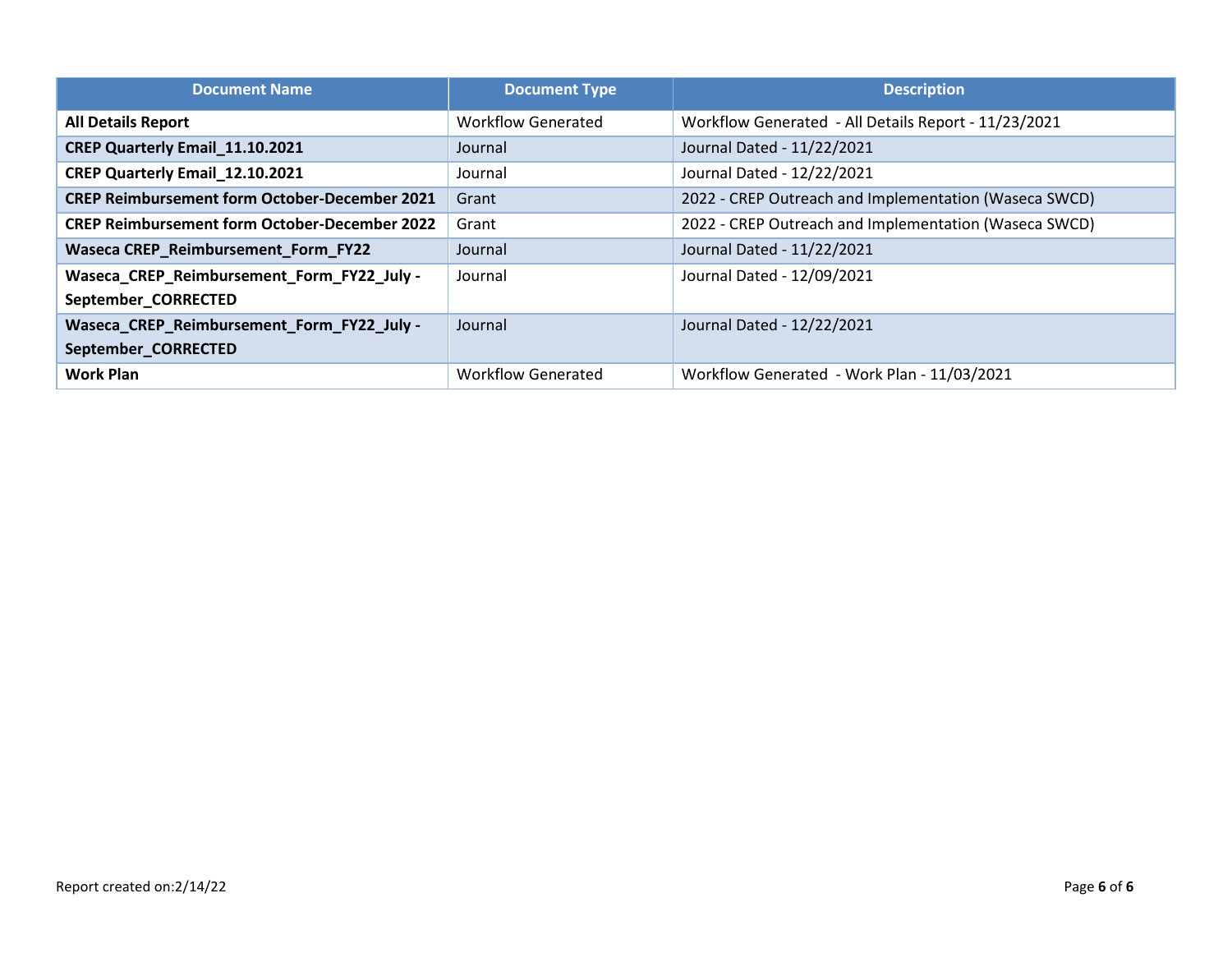| Document Name | Document Type | Description |
| --- | --- | --- |
| **All Details Report** | Workflow Generated | Workflow Generated - All Details Report - 11/23/2021 |
| **CREP Quarterly Email_11.10.2021** | Journal | Journal Dated - 11/22/2021 |
| **CREP Quarterly Email_12.10.2021** | Journal | Journal Dated - 12/22/2021 |
| **CREP Reimbursement form October-December 2021** | Grant | 2022 - CREP Outreach and Implementation (Waseca SWCD) |
| **CREP Reimbursement form October-December 2022** | Grant | 2022 - CREP Outreach and Implementation (Waseca SWCD) |
| **Waseca CREP_Reimbursement_Form_FY22** | Journal | Journal Dated - 11/22/2021 |
| **Waseca_CREP_Reimbursement_Form_FY22_July - September_CORRECTED** | Journal | Journal Dated - 12/09/2021 |
| **Waseca_CREP_Reimbursement_Form_FY22_July - September_CORRECTED** | Journal | Journal Dated - 12/22/2021 |
| **Work Plan** | Workflow Generated | Workflow Generated - Work Plan - 11/03/2021 |

Report created on:2/14/22